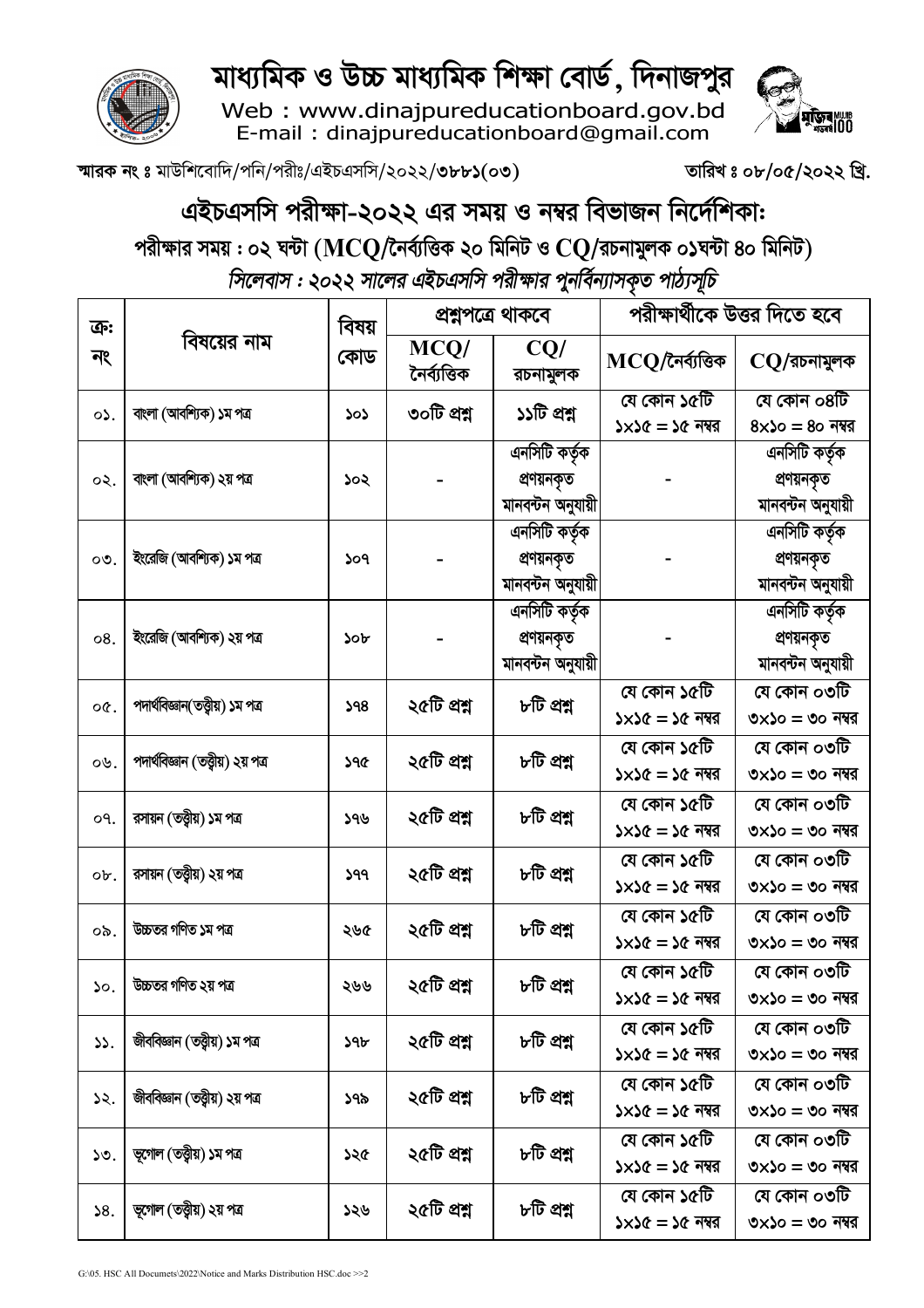# মাধ্যমিক ও উচ্চ মাধ্যমিক শিক্ষা বোর্ড, দিনাজপুর

Web : www.dinajpureducationboard.gov.bd
E-mail : dinajpureducationboard@gmail.com

স্মারক নং ঃ মাউশিবোদি/পনি/পরীঃ/এইচএসসি/২০২২/৩৮৮১(০৩) তারিখ ঃ ০৮/০৫/২০২২ খ্রি.

## এইচএসসি পরীক্ষা-২০২২ এর সময় ও নম্বর বিভাজন নির্দেশিকা:

**পরীক্ষার সময় : ০২ ঘন্টা (MCQ/নৈর্ব্যক্তিক ২০ মিনিট ও CQ/রচনামুলক ০১ঘন্টা ৪০ মিনিট)**

*সিলেবাস : ২০২২ সালের এইচএসসি পরীক্ষার পুনর্বিন্যাসকৃত পাঠ্যসূচি*

| ক্র: নং | বিষয়ের নাম | বিষয় কোড | প্রশ্নপত্রে থাকবে | | পরীক্ষার্থীকে উত্তর দিতে হবে | |
|---|---|---|---|---|---|---|
| | | | MCQ/ নৈর্ব্যক্তিক | CQ/ রচনামুলক | MCQ/নৈর্ব্যক্তিক | CQ/রচনামুলক |
| ০১. | বাংলা (আবশ্যিক) ১ম পত্র | ১০১ | ৩০টি প্রশ্ন | ১১টি প্রশ্ন | যে কোন ১৫টি ১×১৫ = ১৫ নম্বর | যে কোন ০৪টি ৪×১০ = ৪০ নম্বর |
| ০২. | বাংলা (আবশ্যিক) ২য় পত্র | ১০২ | - | এনসিটি কর্তৃক প্রণয়নকৃত মানবন্টন অনুযায়ী | - | এনসিটি কর্তৃক প্রণয়নকৃত মানবন্টন অনুযায়ী |
| ০৩. | ইংরেজি (আবশ্যিক) ১ম পত্র | ১০৭ | - | এনসিটি কর্তৃক প্রণয়নকৃত মানবন্টন অনুযায়ী | - | এনসিটি কর্তৃক প্রণয়নকৃত মানবন্টন অনুযায়ী |
| ০৪. | ইংরেজি (আবশ্যিক) ২য় পত্র | ১০৮ | - | এনসিটি কর্তৃক প্রণয়নকৃত মানবন্টন অনুযায়ী | - | এনসিটি কর্তৃক প্রণয়নকৃত মানবন্টন অনুযায়ী |
| ০৫. | পদার্থবিজ্ঞান(তত্ত্বীয়) ১ম পত্র | ১৭৪ | ২৫টি প্রশ্ন | ৮টি প্রশ্ন | যে কোন ১৫টি ১×১৫ = ১৫ নম্বর | যে কোন ০৩টি ৩×১০ = ৩০ নম্বর |
| ০৬. | পদার্থবিজ্ঞান (তত্ত্বীয়) ২য় পত্র | ১৭৫ | ২৫টি প্রশ্ন | ৮টি প্রশ্ন | যে কোন ১৫টি ১×১৫ = ১৫ নম্বর | যে কোন ০৩টি ৩×১০ = ৩০ নম্বর |
| ০৭. | রসায়ন (তত্ত্বীয়) ১ম পত্র | ১৭৬ | ২৫টি প্রশ্ন | ৮টি প্রশ্ন | যে কোন ১৫টি ১×১৫ = ১৫ নম্বর | যে কোন ০৩টি ৩×১০ = ৩০ নম্বর |
| ০৮. | রসায়ন (তত্ত্বীয়) ২য় পত্র | ১৭৭ | ২৫টি প্রশ্ন | ৮টি প্রশ্ন | যে কোন ১৫টি ১×১৫ = ১৫ নম্বর | যে কোন ০৩টি ৩×১০ = ৩০ নম্বর |
| ০৯. | উচ্চতর গণিত ১ম পত্র | ২৬৫ | ২৫টি প্রশ্ন | ৮টি প্রশ্ন | যে কোন ১৫টি ১×১৫ = ১৫ নম্বর | যে কোন ০৩টি ৩×১০ = ৩০ নম্বর |
| ১০. | উচ্চতর গণিত ২য় পত্র | ২৬৬ | ২৫টি প্রশ্ন | ৮টি প্রশ্ন | যে কোন ১৫টি ১×১৫ = ১৫ নম্বর | যে কোন ০৩টি ৩×১০ = ৩০ নম্বর |
| ১১. | জীববিজ্ঞান (তত্ত্বীয়) ১ম পত্র | ১৭৮ | ২৫টি প্রশ্ন | ৮টি প্রশ্ন | যে কোন ১৫টি ১×১৫ = ১৫ নম্বর | যে কোন ০৩টি ৩×১০ = ৩০ নম্বর |
| ১২. | জীববিজ্ঞান (তত্ত্বীয়) ২য় পত্র | ১৭৯ | ২৫টি প্রশ্ন | ৮টি প্রশ্ন | যে কোন ১৫টি ১×১৫ = ১৫ নম্বর | যে কোন ০৩টি ৩×১০ = ৩০ নম্বর |
| ১৩. | ভূগোল (তত্ত্বীয়) ১ম পত্র | ১২৫ | ২৫টি প্রশ্ন | ৮টি প্রশ্ন | যে কোন ১৫টি ১×১৫ = ১৫ নম্বর | যে কোন ০৩টি ৩×১০ = ৩০ নম্বর |
| ১৪. | ভূগোল (তত্ত্বীয়) ২য় পত্র | ১২৬ | ২৫টি প্রশ্ন | ৮টি প্রশ্ন | যে কোন ১৫টি ১×১৫ = ১৫ নম্বর | যে কোন ০৩টি ৩×১০ = ৩০ নম্বর |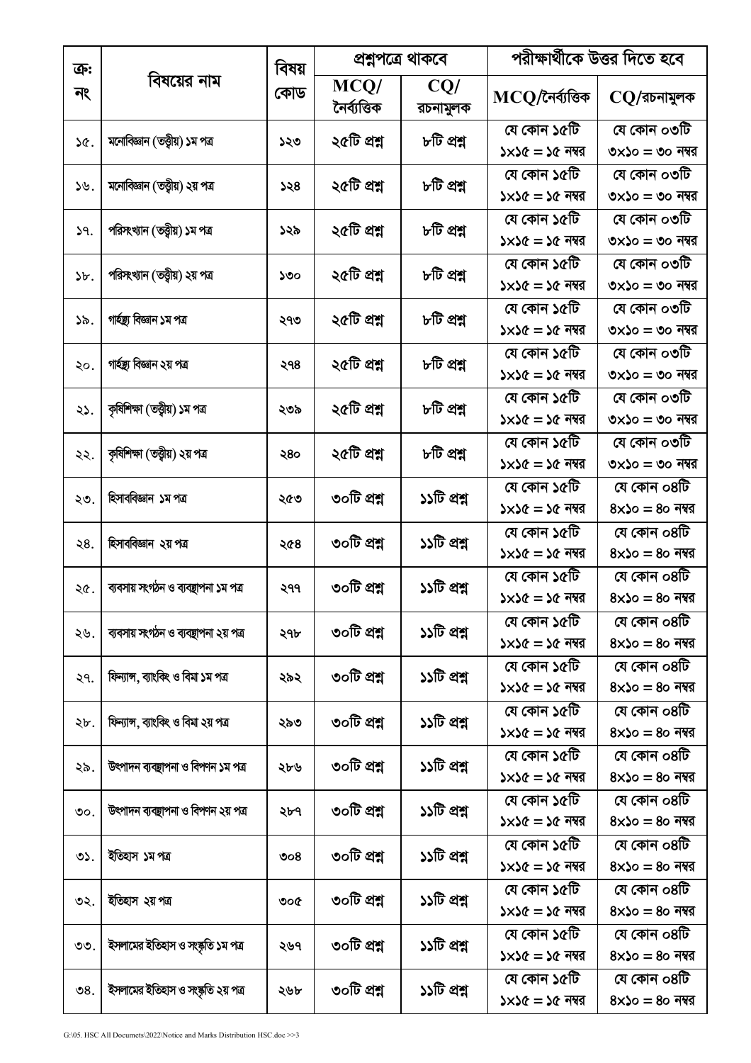| ক্র: নং | বিষয়ের নাম | বিষয় কোড | প্রশ্নপত্রে থাকবে | | পরীক্ষার্থীকে উত্তর দিতে হবে | |
|---|---|---|---|---|---|---|
| | | | MCQ/ নৈর্ব্যক্তিক | CQ/ রচনামূলক | MCQ/নৈর্ব্যক্তিক | CQ/রচনামূলক |
| ১৫. | মনোবিজ্ঞান (তত্ত্বীয়) ১ম পত্র | ১২৩ | ২৫টি প্রশ্ন | ৮টি প্রশ্ন | যে কোন ১৫টি ১×১৫ = ১৫ নম্বর | যে কোন ০৩টি ৩×১০ = ৩০ নম্বর |
| ১৬. | মনোবিজ্ঞান (তত্ত্বীয়) ২য় পত্র | ১২৪ | ২৫টি প্রশ্ন | ৮টি প্রশ্ন | যে কোন ১৫টি ১×১৫ = ১৫ নম্বর | যে কোন ০৩টি ৩×১০ = ৩০ নম্বর |
| ১৭. | পরিসংখ্যান (তত্ত্বীয়) ১ম পত্র | ১২৯ | ২৫টি প্রশ্ন | ৮টি প্রশ্ন | যে কোন ১৫টি ১×১৫ = ১৫ নম্বর | যে কোন ০৩টি ৩×১০ = ৩০ নম্বর |
| ১৮. | পরিসংখ্যান (তত্ত্বীয়) ২য় পত্র | ১৩০ | ২৫টি প্রশ্ন | ৮টি প্রশ্ন | যে কোন ১৫টি ১×১৫ = ১৫ নম্বর | যে কোন ০৩টি ৩×১০ = ৩০ নম্বর |
| ১৯. | গার্হস্থ্য বিজ্ঞান ১ম পত্র | ২৭৩ | ২৫টি প্রশ্ন | ৮টি প্রশ্ন | যে কোন ১৫টি ১×১৫ = ১৫ নম্বর | যে কোন ০৩টি ৩×১০ = ৩০ নম্বর |
| ২০. | গার্হস্থ্য বিজ্ঞান ২য় পত্র | ২৭৪ | ২৫টি প্রশ্ন | ৮টি প্রশ্ন | যে কোন ১৫টি ১×১৫ = ১৫ নম্বর | যে কোন ০৩টি ৩×১০ = ৩০ নম্বর |
| ২১. | কৃষিশিক্ষা (তত্ত্বীয়) ১ম পত্র | ২৩৯ | ২৫টি প্রশ্ন | ৮টি প্রশ্ন | যে কোন ১৫টি ১×১৫ = ১৫ নম্বর | যে কোন ০৩টি ৩×১০ = ৩০ নম্বর |
| ২২. | কৃষিশিক্ষা (তত্ত্বীয়) ২য় পত্র | ২৪০ | ২৫টি প্রশ্ন | ৮টি প্রশ্ন | যে কোন ১৫টি ১×১৫ = ১৫ নম্বর | যে কোন ০৩টি ৩×১০ = ৩০ নম্বর |
| ২৩. | হিসাববিজ্ঞান ১ম পত্র | ২৫৩ | ৩০টি প্রশ্ন | ১১টি প্রশ্ন | যে কোন ১৫টি ১×১৫ = ১৫ নম্বর | যে কোন ০৪টি ৪×১০ = ৪০ নম্বর |
| ২৪. | হিসাববিজ্ঞান ২য় পত্র | ২৫৪ | ৩০টি প্রশ্ন | ১১টি প্রশ্ন | যে কোন ১৫টি ১×১৫ = ১৫ নম্বর | যে কোন ০৪টি ৪×১০ = ৪০ নম্বর |
| ২৫. | ব্যবসায় সংগঠন ও ব্যবস্থাপনা ১ম পত্র | ২৭৭ | ৩০টি প্রশ্ন | ১১টি প্রশ্ন | যে কোন ১৫টি ১×১৫ = ১৫ নম্বর | যে কোন ০৪টি ৪×১০ = ৪০ নম্বর |
| ২৬. | ব্যবসায় সংগঠন ও ব্যবস্থাপনা ২য় পত্র | ২৭৮ | ৩০টি প্রশ্ন | ১১টি প্রশ্ন | যে কোন ১৫টি ১×১৫ = ১৫ নম্বর | যে কোন ০৪টি ৪×১০ = ৪০ নম্বর |
| ২৭. | ফিন্যান্স, ব্যাংকিং ও বিমা ১ম পত্র | ২৯২ | ৩০টি প্রশ্ন | ১১টি প্রশ্ন | যে কোন ১৫টি ১×১৫ = ১৫ নম্বর | যে কোন ০৪টি ৪×১০ = ৪০ নম্বর |
| ২৮. | ফিন্যান্স, ব্যাংকিং ও বিমা ২য় পত্র | ২৯৩ | ৩০টি প্রশ্ন | ১১টি প্রশ্ন | যে কোন ১৫টি ১×১৫ = ১৫ নম্বর | যে কোন ০৪টি ৪×১০ = ৪০ নম্বর |
| ২৯. | উৎপাদন ব্যবস্থাপনা ও বিপণন ১ম পত্র | ২৮৬ | ৩০টি প্রশ্ন | ১১টি প্রশ্ন | যে কোন ১৫টি ১×১৫ = ১৫ নম্বর | যে কোন ০৪টি ৪×১০ = ৪০ নম্বর |
| ৩০. | উৎপাদন ব্যবস্থাপনা ও বিপণন ২য় পত্র | ২৮৭ | ৩০টি প্রশ্ন | ১১টি প্রশ্ন | যে কোন ১৫টি ১×১৫ = ১৫ নম্বর | যে কোন ০৪টি ৪×১০ = ৪০ নম্বর |
| ৩১. | ইতিহাস ১ম পত্র | ৩০৪ | ৩০টি প্রশ্ন | ১১টি প্রশ্ন | যে কোন ১৫টি ১×১৫ = ১৫ নম্বর | যে কোন ০৪টি ৪×১০ = ৪০ নম্বর |
| ৩২. | ইতিহাস ২য় পত্র | ৩০৫ | ৩০টি প্রশ্ন | ১১টি প্রশ্ন | যে কোন ১৫টি ১×১৫ = ১৫ নম্বর | যে কোন ০৪টি ৪×১০ = ৪০ নম্বর |
| ৩৩. | ইসলামের ইতিহাস ও সংস্কৃতি ১ম পত্র | ২৬৭ | ৩০টি প্রশ্ন | ১১টি প্রশ্ন | যে কোন ১৫টি ১×১৫ = ১৫ নম্বর | যে কোন ০৪টি ৪×১০ = ৪০ নম্বর |
| ৩৪. | ইসলামের ইতিহাস ও সংস্কৃতি ২য় পত্র | ২৬৮ | ৩০টি প্রশ্ন | ১১টি প্রশ্ন | যে কোন ১৫টি ১×১৫ = ১৫ নম্বর | যে কোন ০৪টি ৪×১০ = ৪০ নম্বর |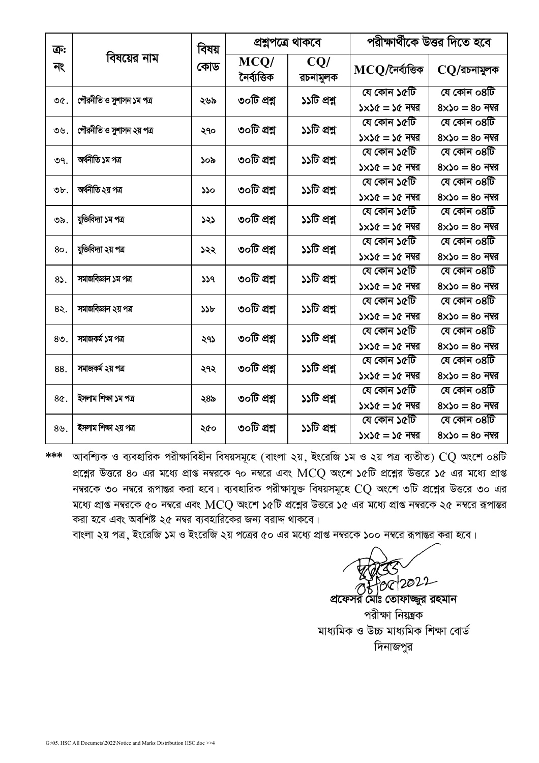| ক্র: নং | বিষয়ের নাম | বিষয় কোড | প্রশ্নপত্রে থাকবে | | পরীক্ষার্থীকে উত্তর দিতে হবে | |
|---|---|---|---|---|---|---|
| | | | MCQ/ নৈর্ব্যক্তিক | CQ/ রচনামুলক | MCQ/নৈর্ব্যক্তিক | CQ/রচনামুলক |
| ৩৫. | পৌরনীতি ও সুশাসন ১ম পত্র | ২৬৯ | ৩০টি প্রশ্ন | ১১টি প্রশ্ন | যে কোন ১৫টি ১×১৫ = ১৫ নম্বর | যে কোন ০৪টি ৪×১০ = ৪০ নম্বর |
| ৩৬. | পৌরনীতি ও সুশাসন ২য় পত্র | ২৭০ | ৩০টি প্রশ্ন | ১১টি প্রশ্ন | যে কোন ১৫টি ১×১৫ = ১৫ নম্বর | যে কোন ০৪টি ৪×১০ = ৪০ নম্বর |
| ৩৭. | অর্থনীতি ১ম পত্র | ১০৯ | ৩০টি প্রশ্ন | ১১টি প্রশ্ন | যে কোন ১৫টি ১×১৫ = ১৫ নম্বর | যে কোন ০৪টি ৪×১০ = ৪০ নম্বর |
| ৩৮. | অর্থনীতি ২য় পত্র | ১১০ | ৩০টি প্রশ্ন | ১১টি প্রশ্ন | যে কোন ১৫টি ১×১৫ = ১৫ নম্বর | যে কোন ০৪টি ৪×১০ = ৪০ নম্বর |
| ৩৯. | যুক্তিবিদ্যা ১ম পত্র | ১২১ | ৩০টি প্রশ্ন | ১১টি প্রশ্ন | যে কোন ১৫টি ১×১৫ = ১৫ নম্বর | যে কোন ০৪টি ৪×১০ = ৪০ নম্বর |
| ৪০. | যুক্তিবিদ্যা ২য় পত্র | ১২২ | ৩০টি প্রশ্ন | ১১টি প্রশ্ন | যে কোন ১৫টি ১×১৫ = ১৫ নম্বর | যে কোন ০৪টি ৪×১০ = ৪০ নম্বর |
| ৪১. | সমাজবিজ্ঞান ১ম পত্র | ১১৭ | ৩০টি প্রশ্ন | ১১টি প্রশ্ন | যে কোন ১৫টি ১×১৫ = ১৫ নম্বর | যে কোন ০৪টি ৪×১০ = ৪০ নম্বর |
| ৪২. | সমাজবিজ্ঞান ২য় পত্র | ১১৮ | ৩০টি প্রশ্ন | ১১টি প্রশ্ন | যে কোন ১৫টি ১×১৫ = ১৫ নম্বর | যে কোন ০৪টি ৪×১০ = ৪০ নম্বর |
| ৪৩. | সমাজকর্ম ১ম পত্র | ২৭১ | ৩০টি প্রশ্ন | ১১টি প্রশ্ন | যে কোন ১৫টি ১×১৫ = ১৫ নম্বর | যে কোন ০৪টি ৪×১০ = ৪০ নম্বর |
| ৪৪. | সমাজকর্ম ২য় পত্র | ২৭২ | ৩০টি প্রশ্ন | ১১টি প্রশ্ন | যে কোন ১৫টি ১×১৫ = ১৫ নম্বর | যে কোন ০৪টি ৪×১০ = ৪০ নম্বর |
| ৪৫. | ইসলাম শিক্ষা ১ম পত্র | ২৪৯ | ৩০টি প্রশ্ন | ১১টি প্রশ্ন | যে কোন ১৫টি ১×১৫ = ১৫ নম্বর | যে কোন ০৪টি ৪×১০ = ৪০ নম্বর |
| ৪৬. | ইসলাম শিক্ষা ২য় পত্র | ২৫০ | ৩০টি প্রশ্ন | ১১টি প্রশ্ন | যে কোন ১৫টি ১×১৫ = ১৫ নম্বর | যে কোন ০৪টি ৪×১০ = ৪০ নম্বর |

*** আবশ্যিক ও ব্যবহারিক পরীক্ষাবিহীন বিষয়সমূহে (বাংলা ২য়, ইংরেজি ১ম ও ২য় পত্র ব্যতীত) CQ অংশে ০৪টি প্রশ্নের উত্তরে ৪০ এর মধ্যে প্রাপ্ত নম্বরকে ৭০ নম্বরে এবং MCQ অংশে ১৫টি প্রশ্নের উত্তরে ১৫ এর মধ্যে প্রাপ্ত নম্বরকে ৩০ নম্বরে রূপান্তর করা হবে। ব্যবহারিক পরীক্ষাযুক্ত বিষয়সমূহে CQ অংশে ৩টি প্রশ্নের উত্তরে ৩০ এর মধ্যে প্রাপ্ত নম্বরকে ৫০ নম্বরে এবং MCQ অংশে ১৫টি প্রশ্নের উত্তরে ১৫ এর মধ্যে প্রাপ্ত নম্বরকে ২৫ নম্বরে রূপান্তর করা হবে এবং অবশিষ্ট ২৫ নম্বর ব্যবহারিকের জন্য বরাদ্দ থাকবে।

বাংলা ২য় পত্র, ইংরেজি ১ম ও ইংরেজি ২য় পত্রের ৫০ এর মধ্যে প্রাপ্ত নম্বরকে ১০০ নম্বরে রূপান্তর করা হবে।

০৮/০৫/2022

**প্রফেসর মোঃ তোফাজ্জুর রহমান**
পরীক্ষা নিয়ন্ত্রক
মাধ্যমিক ও উচ্চ মাধ্যমিক শিক্ষা বোর্ড
দিনাজপুর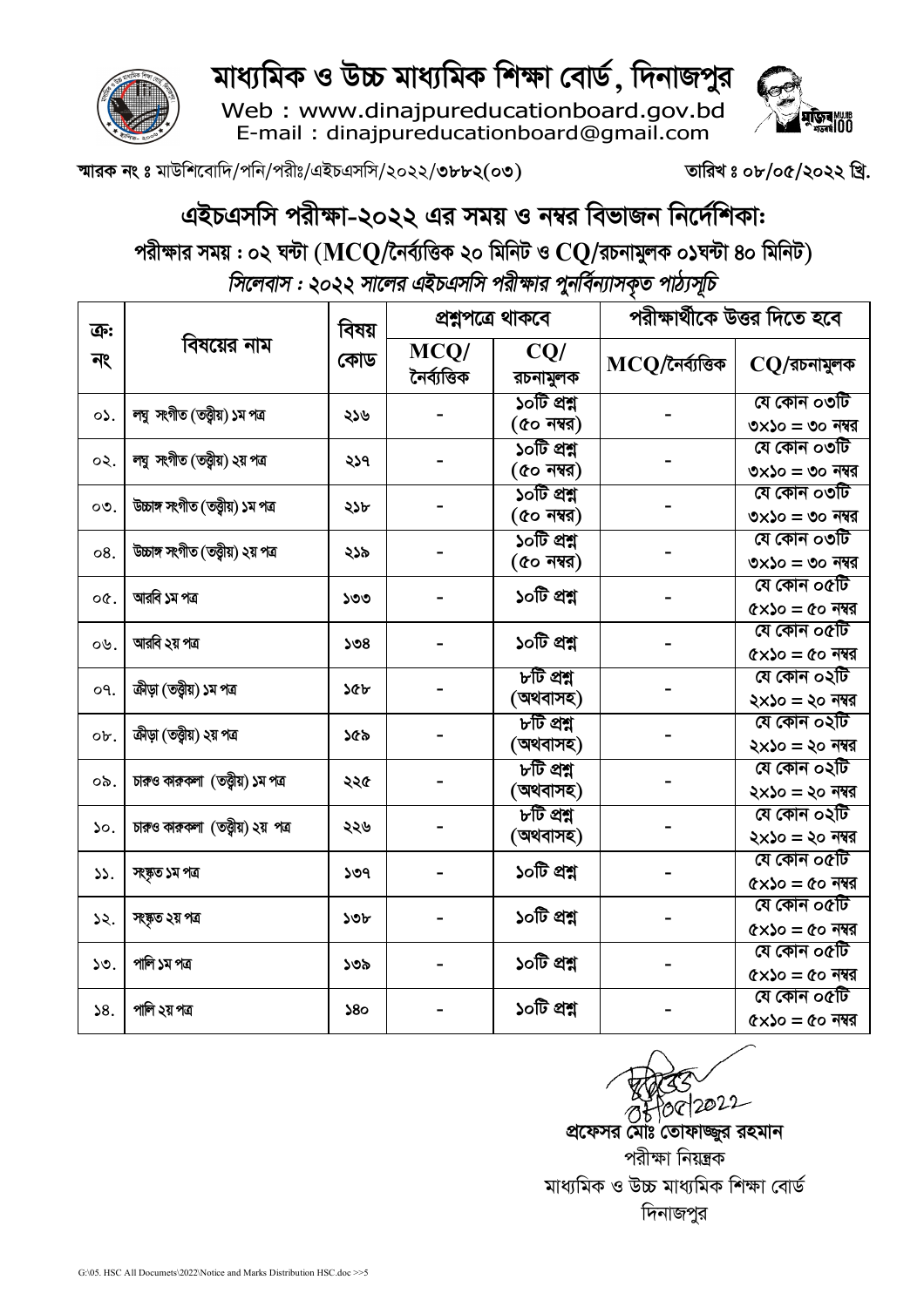# মাধ্যমিক ও উচ্চ মাধ্যমিক শিক্ষা বোর্ড, দিনাজপুর

Web : www.dinajpureducationboard.gov.bd
E-mail : dinajpureducationboard@gmail.com

স্মারক নং ঃ মাউশিবোদি/পনি/পরীঃ/এইচএসসি/২০২২/৩৮৮২(০৩)

তারিখ ঃ ০৮/০৫/২০২২ খ্রি.

## এইচএসসি পরীক্ষা-২০২২ এর সময় ও নম্বর বিভাজন নির্দেশিকা:

**পরীক্ষার সময় : ০২ ঘন্টা (MCQ/নৈর্ব্যক্তিক ২০ মিনিট ও CQ/রচনামুলক ০১ঘন্টা ৪০ মিনিট)**

*সিলেবাস : ২০২২ সালের এইচএসসি পরীক্ষার পুনর্বিন্যাসকৃত পাঠ্যসূচি*

| ক্র: নং | বিষয়ের নাম | বিষয় কোড | প্রশ্নপত্রে থাকবে | | পরীক্ষার্থীকে উত্তর দিতে হবে | |
|---|---|---|---|---|---|---|
| | | | MCQ/ নৈর্ব্যক্তিক | CQ/ রচনামুলক | MCQ/নৈর্ব্যক্তিক | CQ/রচনামুলক |
| ০১. | লঘু সংগীত (তত্ত্বীয়) ১ম পত্র | ২১৬ | - | ১০টি প্রশ্ন (৫০ নম্বর) | - | যে কোন ০৩টি ৩×১০ = ৩০ নম্বর |
| ০২. | লঘু সংগীত (তত্ত্বীয়) ২য় পত্র | ২১৭ | - | ১০টি প্রশ্ন (৫০ নম্বর) | - | যে কোন ০৩টি ৩×১০ = ৩০ নম্বর |
| ০৩. | উচ্চাঙ্গ সংগীত (তত্ত্বীয়) ১ম পত্র | ২১৮ | - | ১০টি প্রশ্ন (৫০ নম্বর) | - | যে কোন ০৩টি ৩×১০ = ৩০ নম্বর |
| ০৪. | উচ্চাঙ্গ সংগীত (তত্ত্বীয়) ২য় পত্র | ২১৯ | - | ১০টি প্রশ্ন (৫০ নম্বর) | - | যে কোন ০৩টি ৩×১০ = ৩০ নম্বর |
| ০৫. | আরবি ১ম পত্র | ১৩৩ | - | ১০টি প্রশ্ন | - | যে কোন ০৫টি ৫×১০ = ৫০ নম্বর |
| ০৬. | আরবি ২য় পত্র | ১৩৪ | - | ১০টি প্রশ্ন | - | যে কোন ০৫টি ৫×১০ = ৫০ নম্বর |
| ০৭. | ক্রীড়া (তত্ত্বীয়) ১ম পত্র | ১৫৮ | - | ৮টি প্রশ্ন (অথবাসহ) | - | যে কোন ০২টি ২×১০ = ২০ নম্বর |
| ০৮. | ক্রীড়া (তত্ত্বীয়) ২য় পত্র | ১৫৯ | - | ৮টি প্রশ্ন (অথবাসহ) | - | যে কোন ০২টি ২×১০ = ২০ নম্বর |
| ০৯. | চারুও কারুকলা (তত্ত্বীয়) ১ম পত্র | ২২৫ | - | ৮টি প্রশ্ন (অথবাসহ) | - | যে কোন ০২টি ২×১০ = ২০ নম্বর |
| ১০. | চারুও কারুকলা (তত্ত্বীয়) ২য় পত্র | ২২৬ | - | ৮টি প্রশ্ন (অথবাসহ) | - | যে কোন ০২টি ২×১০ = ২০ নম্বর |
| ১১. | সংস্কৃত ১ম পত্র | ১৩৭ | - | ১০টি প্রশ্ন | - | যে কোন ০৫টি ৫×১০ = ৫০ নম্বর |
| ১২. | সংস্কৃত ২য় পত্র | ১৩৮ | - | ১০টি প্রশ্ন | - | যে কোন ০৫টি ৫×১০ = ৫০ নম্বর |
| ১৩. | পালি ১ম পত্র | ১৩৯ | - | ১০টি প্রশ্ন | - | যে কোন ০৫টি ৫×১০ = ৫০ নম্বর |
| ১৪. | পালি ২য় পত্র | ১৪০ | - | ১০টি প্রশ্ন | - | যে কোন ০৫টি ৫×১০ = ৫০ নম্বর |

08/05/2022

**প্রফেসর মোঃ তোফাজ্জুর রহমান**
পরীক্ষা নিয়ন্ত্রক
মাধ্যমিক ও উচ্চ মাধ্যমিক শিক্ষা বোর্ড
দিনাজপুর